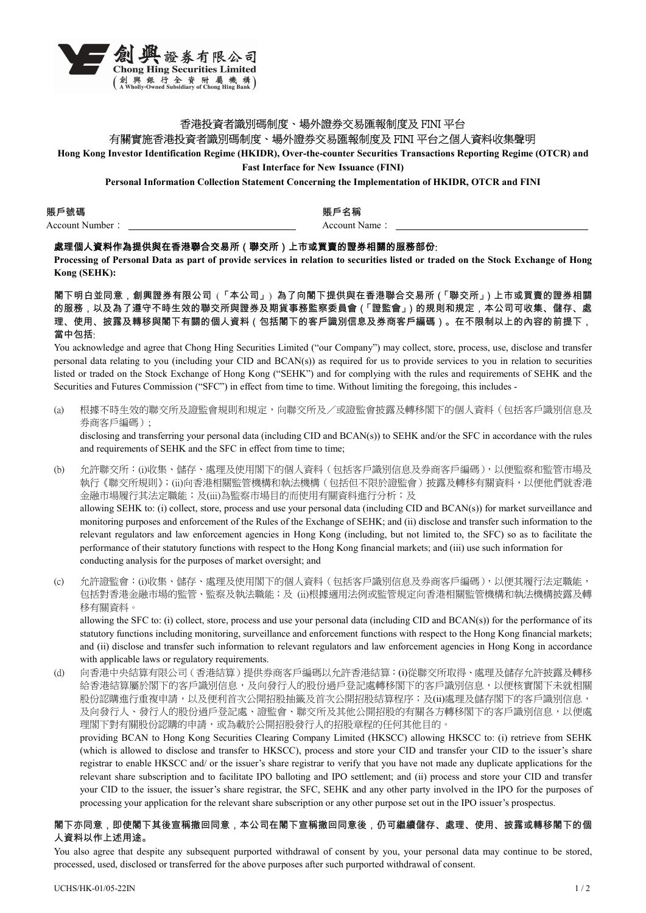創興證券有限公司
Chong Hing Securities Limited
(創興銀行全資附屬機構)
(A Wholly-Owned Subsidiary of Chong Hing Bank)

# 香港投資者識別碼制度、場外證券交易匯報制度及 FINI 平台
## 有關實施香港投資者識別碼制度、場外證券交易匯報制度及 FINI 平台之個人資料收集聲明

**Hong Kong Investor Identification Regime (HKIDR), Over-the-counter Securities Transactions Reporting Regime (OTCR) and Fast Interface for New Issuance (FINI)**

**Personal Information Collection Statement Concerning the Implementation of HKIDR, OTCR and FINI**

**賬戶號碼**
Account Number：

**賬戶名稱**
Account Name：

**處理個人資料作為提供與在香港聯合交易所（聯交所）上市或買賣的證券相關的服務部份:**

**Processing of Personal Data as part of provide services in relation to securities listed or traded on the Stock Exchange of Hong Kong (SEHK):**

**閣下明白並同意，創興證券有限公司（「本公司」）為了向閣下提供與在香港聯合交易所（「聯交所」）上市或買賣的證券相關的服務，以及為了遵守不時生效的聯交所與證券及期貨事務監察委員會（「證監會」）的規則和規定，本公司可收集、儲存、處理、使用、披露及轉移與閣下有關的個人資料（包括閣下的客戶識別信息及券商客戶編碼）。在不限制以上的內容的前提下，當中包括:**

You acknowledge and agree that Chong Hing Securities Limited ("our Company") may collect, store, process, use, disclose and transfer personal data relating to you (including your CID and BCAN(s)) as required for us to provide services to you in relation to securities listed or traded on the Stock Exchange of Hong Kong ("SEHK") and for complying with the rules and requirements of SEHK and the Securities and Futures Commission ("SFC") in effect from time to time. Without limiting the foregoing, this includes -

(a) 根據不時生效的聯交所及證監會規則和規定，向聯交所及／或證監會披露及轉移閣下的個人資料（包括客戶識別信息及券商客戶編碼）;
disclosing and transferring your personal data (including CID and BCAN(s)) to SEHK and/or the SFC in accordance with the rules and requirements of SEHK and the SFC in effect from time to time;

(b) 允許聯交所：(i)收集、儲存、處理及使用閣下的個人資料（包括客戶識別信息及券商客戶編碼），以便監察和監管市場及執行《聯交所規則》;(ii)向香港相關監管機構和執法機構（包括但不限於證監會）披露及轉移有關資料，以便他們就香港金融市場履行其法定職能；及(iii)為監察市場目的而使用有關資料進行分析；及
allowing SEHK to: (i) collect, store, process and use your personal data (including CID and BCAN(s)) for market surveillance and monitoring purposes and enforcement of the Rules of the Exchange of SEHK; and (ii) disclose and transfer such information to the relevant regulators and law enforcement agencies in Hong Kong (including, but not limited to, the SFC) so as to facilitate the performance of their statutory functions with respect to the Hong Kong financial markets; and (iii) use such information for conducting analysis for the purposes of market oversight; and

(c) 允許證監會：(i)收集、儲存、處理及使用閣下的個人資料（包括客戶識別信息及券商客戶編碼），以便其履行法定職能，包括對香港金融市場的監管、監察及執法職能；及 (ii)根據適用法例或監管規定向香港相關監管機構和執法機構披露及轉移有關資料。
allowing the SFC to: (i) collect, store, process and use your personal data (including CID and BCAN(s)) for the performance of its statutory functions including monitoring, surveillance and enforcement functions with respect to the Hong Kong financial markets; and (ii) disclose and transfer such information to relevant regulators and law enforcement agencies in Hong Kong in accordance with applicable laws or regulatory requirements.

(d) 向香港中央結算有限公司（香港結算）提供券商客戶編碼以允許香港結算：(i)從聯交所取得、處理及儲存允許披露及轉移給香港結算屬於閣下的客戶識別信息，及向發行人的股份過戶登記處轉移閣下的客戶識別信息，以便核實閣下未就相關股份認購進行重複申請，以及便利首次公開招股抽籤及首次公開招股結算程序；及(ii)處理及儲存閣下的客戶識別信息，及向發行人、發行人的股份過戶登記處、證監會、聯交所及其他公開招股的有關各方轉移閣下的客戶識別信息，以便處理閣下對有關股份認購的申請，或為載於公開招股發行人的招股章程的任何其他目的。
providing BCAN to Hong Kong Securities Clearing Company Limited (HKSCC) allowing HKSCC to: (i) retrieve from SEHK (which is allowed to disclose and transfer to HKSCC), process and store your CID and transfer your CID to the issuer's share registrar to enable HKSCC and/ or the issuer's share registrar to verify that you have not made any duplicate applications for the relevant share subscription and to facilitate IPO balloting and IPO settlement; and (ii) process and store your CID and transfer your CID to the issuer, the issuer's share registrar, the SFC, SEHK and any other party involved in the IPO for the purposes of processing your application for the relevant share subscription or any other purpose set out in the IPO issuer's prospectus.

**閣下亦同意，即使閣下其後宣稱撤回同意，本公司在閣下宣稱撤回同意後，仍可繼續儲存、處理、使用、披露或轉移閣下的個人資料以作上述用途。**

You also agree that despite any subsequent purported withdrawal of consent by you, your personal data may continue to be stored, processed, used, disclosed or transferred for the above purposes after such purported withdrawal of consent.

UCHS/HK-01/05-22IN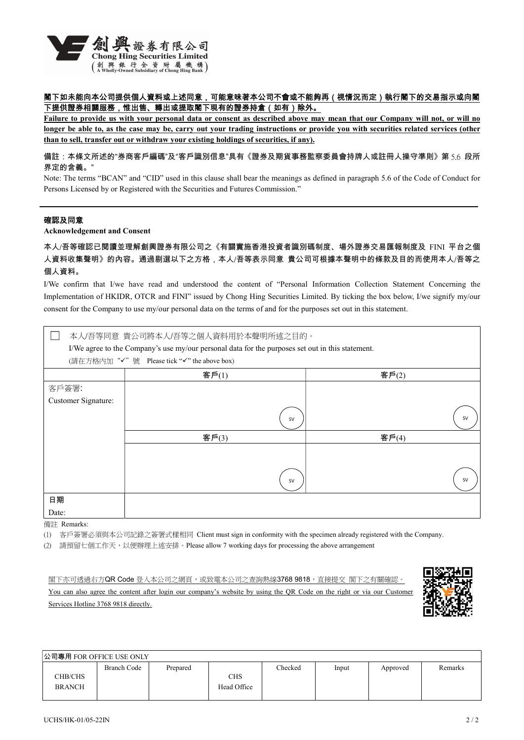**創興證券有限公司**
**Chong Hing Securities Limited**
(創興銀行全資附屬機構 A Wholly-Owned Subsidiary of Chong Hing Bank)

**閣下如未能向本公司提供個人資料或上述同意，可能意味著本公司不會或不能夠再（視情況而定）執行閣下的交易指示或向閣下提供證券相關服務，惟出售、轉出或提取閣下現有的證券持倉（如有）除外。**

**Failure to provide us with your personal data or consent as described above may mean that our Company will not, or will no longer be able to, as the case may be, carry out your trading instructions or provide you with securities related services (other than to sell, transfer out or withdraw your existing holdings of securities, if any).**

備註：本條文所述的"券商客戶編碼"及"客戶識別信息"具有《證券及期貨事務監察委員會持牌人或註冊人操守準則》第 5.6 段所界定的含義。"

Note: The terms "BCAN" and "CID" used in this clause shall bear the meanings as defined in paragraph 5.6 of the Code of Conduct for Persons Licensed by or Registered with the Securities and Futures Commission."

---

**確認及同意**

**Acknowledgement and Consent**

本人/吾等確認已閱讀並理解創興證券有限公司之《有關實施香港投資者識別碼制度、場外證券交易匯報制度及 FINI 平台之個人資料收集聲明》的內容。通過剔選以下之方格，本人/吾等表示同意 貴公司可根據本聲明中的條款及目的而使用本人/吾等之個人資料。

I/We confirm that I/we have read and understood the content of "Personal Information Collection Statement Concerning the Implementation of HKIDR, OTCR and FINI" issued by Chong Hing Securities Limited. By ticking the box below, I/we signify my/our consent for the Company to use my/our personal data on the terms of and for the purposes set out in this statement.

☐ 本人/吾等同意 貴公司將本人/吾等之個人資料用於本聲明所述之目的。
I/We agree to the Company's use my/our personal data for the purposes set out in this statement.
(請在方格內加 "✓" 號 Please tick "✓" the above box)

| | 客戶(1) | 客戶(2) |
|---|---|---|
| 客戶簽署:<br>Customer Signature: | SV | SV |
| | 客戶(3) | 客戶(4) |
| | SV | SV |
| 日期<br>Date: | | |

備註 Remarks:

(1) 客戶簽署必須與本公司記錄之簽署式樣相同 Client must sign in conformity with the specimen already registered with the Company.

(2) 請預留七個工作天，以便辦理上述安排。Please allow 7 working days for processing the above arrangement

閣下亦可透過右方QR Code 登入本公司之網頁，或致電本公司之查詢熱線3768 9818，直接提交 閣下之有關確認。
You can also agree the content after login our company's website by using the QR Code on the right or via our Customer Services Hotline 3768 9818 directly.

| 公司專用 FOR OFFICE USE ONLY | | | | | | | |
|---|---|---|---|---|---|---|---|
| CHB/CHS BRANCH | Branch Code | Prepared | CHS Head Office | Checked | Input | Approved | Remarks |
| | | | | | | | |

UCHS/HK-01/05-22IN